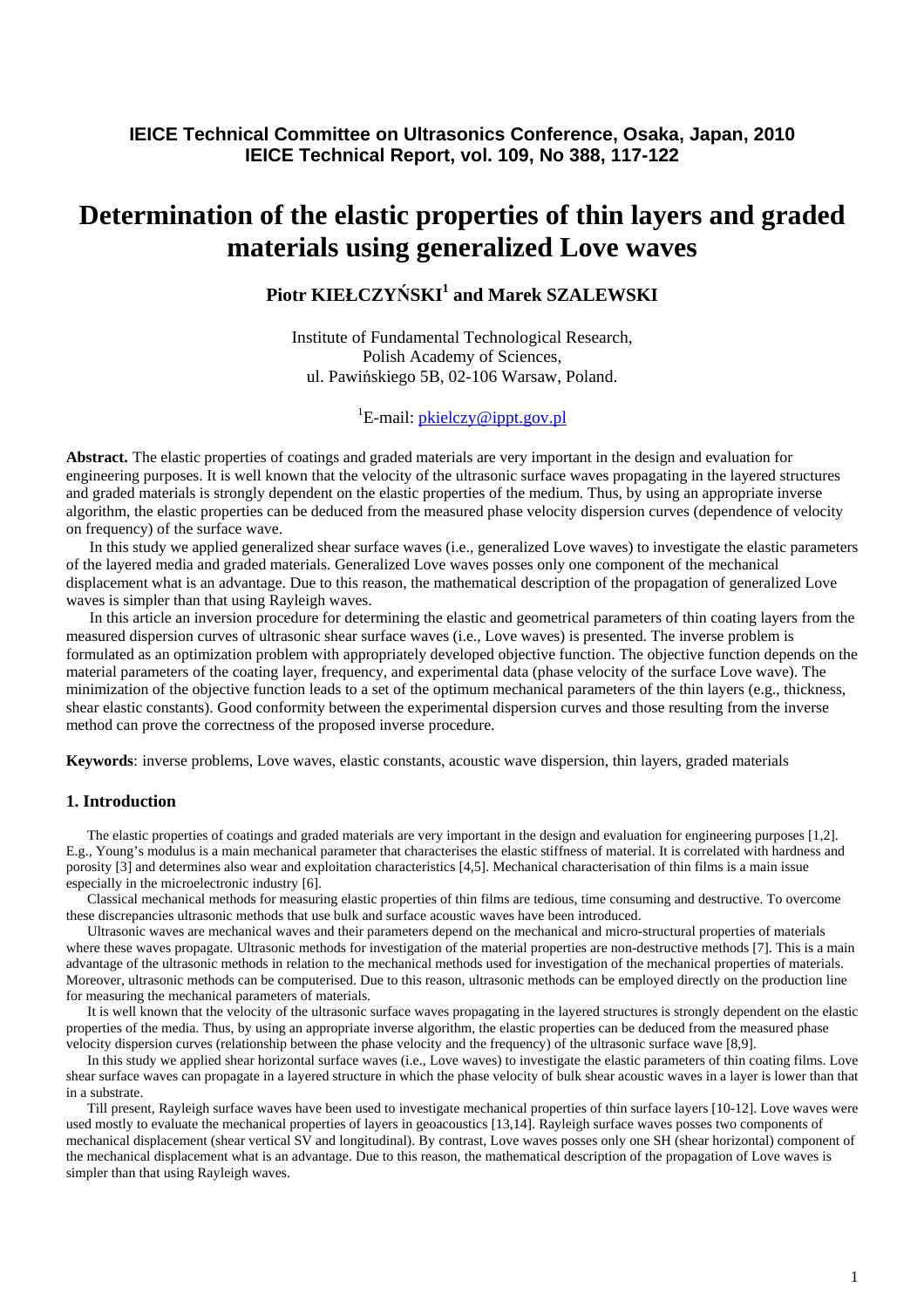**IEICE Technical Committee on Ultrasonics Conference, Osaka, Japan, 2010**
**IEICE Technical Report, vol. 109, No 388, 117-122**

# Determination of the elastic properties of thin layers and graded materials using generalized Love waves

**Piotr KIEŁCZYŃSKI[1] and Marek SZALEWSKI**

Institute of Fundamental Technological Research,
Polish Academy of Sciences,
ul. Pawińskiego 5B, 02-106 Warsaw, Poland.

[1]E-mail: pkielczy@ippt.gov.pl

**Abstract.** The elastic properties of coatings and graded materials are very important in the design and evaluation for engineering purposes. It is well known that the velocity of the ultrasonic surface waves propagating in the layered structures and graded materials is strongly dependent on the elastic properties of the medium. Thus, by using an appropriate inverse algorithm, the elastic properties can be deduced from the measured phase velocity dispersion curves (dependence of velocity on frequency) of the surface wave.

In this study we applied generalized shear surface waves (i.e., generalized Love waves) to investigate the elastic parameters of the layered media and graded materials. Generalized Love waves posses only one component of the mechanical displacement what is an advantage. Due to this reason, the mathematical description of the propagation of generalized Love waves is simpler than that using Rayleigh waves.

In this article an inversion procedure for determining the elastic and geometrical parameters of thin coating layers from the measured dispersion curves of ultrasonic shear surface waves (i.e., Love waves) is presented. The inverse problem is formulated as an optimization problem with appropriately developed objective function. The objective function depends on the material parameters of the coating layer, frequency, and experimental data (phase velocity of the surface Love wave). The minimization of the objective function leads to a set of the optimum mechanical parameters of the thin layers (e.g., thickness, shear elastic constants). Good conformity between the experimental dispersion curves and those resulting from the inverse method can prove the correctness of the proposed inverse procedure.

**Keywords**: inverse problems, Love waves, elastic constants, acoustic wave dispersion, thin layers, graded materials

## 1. Introduction

The elastic properties of coatings and graded materials are very important in the design and evaluation for engineering purposes [1,2]. E.g., Young's modulus is a main mechanical parameter that characterises the elastic stiffness of material. It is correlated with hardness and porosity [3] and determines also wear and exploitation characteristics [4,5]. Mechanical characterisation of thin films is a main issue especially in the microelectronic industry [6].

Classical mechanical methods for measuring elastic properties of thin films are tedious, time consuming and destructive. To overcome these discrepancies ultrasonic methods that use bulk and surface acoustic waves have been introduced.

Ultrasonic waves are mechanical waves and their parameters depend on the mechanical and micro-structural properties of materials where these waves propagate. Ultrasonic methods for investigation of the material properties are non-destructive methods [7]. This is a main advantage of the ultrasonic methods in relation to the mechanical methods used for investigation of the mechanical properties of materials. Moreover, ultrasonic methods can be computerised. Due to this reason, ultrasonic methods can be employed directly on the production line for measuring the mechanical parameters of materials.

It is well known that the velocity of the ultrasonic surface waves propagating in the layered structures is strongly dependent on the elastic properties of the media. Thus, by using an appropriate inverse algorithm, the elastic properties can be deduced from the measured phase velocity dispersion curves (relationship between the phase velocity and the frequency) of the ultrasonic surface wave [8,9].

In this study we applied shear horizontal surface waves (i.e., Love waves) to investigate the elastic parameters of thin coating films. Love shear surface waves can propagate in a layered structure in which the phase velocity of bulk shear acoustic waves in a layer is lower than that in a substrate.

Till present, Rayleigh surface waves have been used to investigate mechanical properties of thin surface layers [10-12]. Love waves were used mostly to evaluate the mechanical properties of layers in geoacoustics [13,14]. Rayleigh surface waves posses two components of mechanical displacement (shear vertical SV and longitudinal). By contrast, Love waves posses only one SH (shear horizontal) component of the mechanical displacement what is an advantage. Due to this reason, the mathematical description of the propagation of Love waves is simpler than that using Rayleigh waves.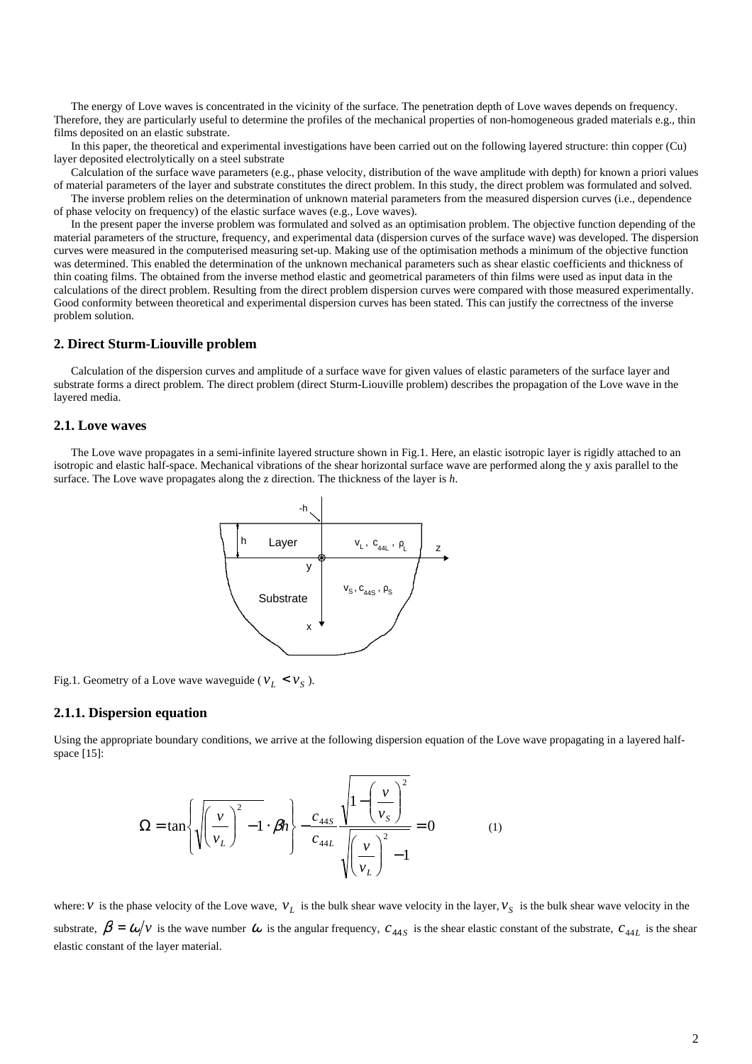The energy of Love waves is concentrated in the vicinity of the surface. The penetration depth of Love waves depends on frequency. Therefore, they are particularly useful to determine the profiles of the mechanical properties of non-homogeneous graded materials e.g., thin films deposited on an elastic substrate.

In this paper, the theoretical and experimental investigations have been carried out on the following layered structure: thin copper (Cu) layer deposited electrolytically on a steel substrate

Calculation of the surface wave parameters (e.g., phase velocity, distribution of the wave amplitude with depth) for known a priori values of material parameters of the layer and substrate constitutes the direct problem. In this study, the direct problem was formulated and solved.

The inverse problem relies on the determination of unknown material parameters from the measured dispersion curves (i.e., dependence of phase velocity on frequency) of the elastic surface waves (e.g., Love waves).

In the present paper the inverse problem was formulated and solved as an optimisation problem. The objective function depending of the material parameters of the structure, frequency, and experimental data (dispersion curves of the surface wave) was developed. The dispersion curves were measured in the computerised measuring set-up. Making use of the optimisation methods a minimum of the objective function was determined. This enabled the determination of the unknown mechanical parameters such as shear elastic coefficients and thickness of thin coating films. The obtained from the inverse method elastic and geometrical parameters of thin films were used as input data in the calculations of the direct problem. Resulting from the direct problem dispersion curves were compared with those measured experimentally. Good conformity between theoretical and experimental dispersion curves has been stated. This can justify the correctness of the inverse problem solution.

## 2. Direct Sturm-Liouville problem

Calculation of the dispersion curves and amplitude of a surface wave for given values of elastic parameters of the surface layer and substrate forms a direct problem. The direct problem (direct Sturm-Liouville problem) describes the propagation of the Love wave in the layered media.

### 2.1. Love waves

The Love wave propagates in a semi-infinite layered structure shown in Fig.1. Here, an elastic isotropic layer is rigidly attached to an isotropic and elastic half-space. Mechanical vibrations of the shear horizontal surface wave are performed along the y axis parallel to the surface. The Love wave propagates along the z direction. The thickness of the layer is *h*.

Fig.1. Geometry of a Love wave waveguide ($v_L < v_S$).

### 2.1.1. Dispersion equation

Using the appropriate boundary conditions, we arrive at the following dispersion equation of the Love wave propagating in a layered half-space [15]:

$$\Omega = \tan\left\{\sqrt{\left(\frac{v}{v_L}\right)^2 - 1}\cdot \beta h\right\} - \frac{c_{44S}}{c_{44L}} \frac{\sqrt{1-\left(\frac{v}{v_S}\right)^2}}{\sqrt{\left(\frac{v}{v_L}\right)^2 - 1}} = 0 \qquad (1)$$

where: $v$ is the phase velocity of the Love wave, $v_L$ is the bulk shear wave velocity in the layer, $v_S$ is the bulk shear wave velocity in the substrate, $\beta = \omega/v$ is the wave number $\omega$ is the angular frequency, $c_{44S}$ is the shear elastic constant of the substrate, $c_{44L}$ is the shear elastic constant of the layer material.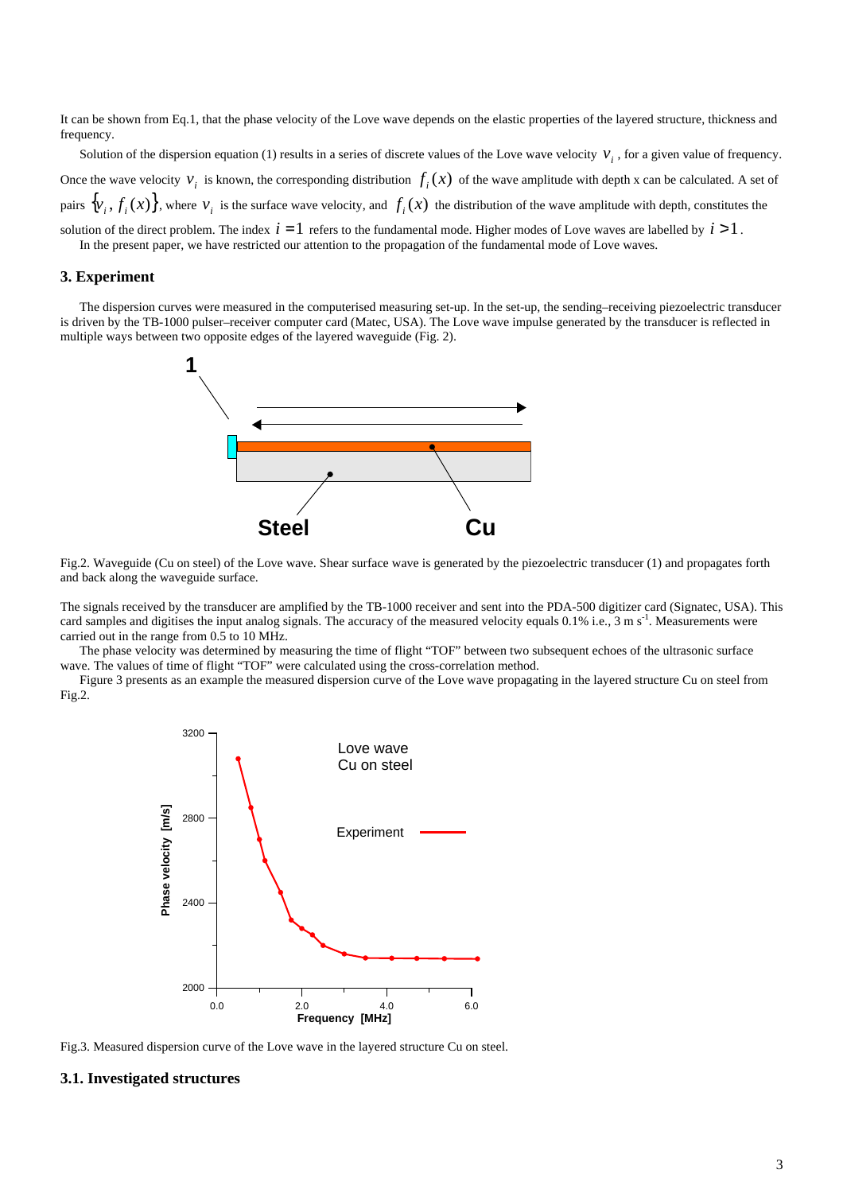It can be shown from Eq.1, that the phase velocity of the Love wave depends on the elastic properties of the layered structure, thickness and frequency.

Solution of the dispersion equation (1) results in a series of discrete values of the Love wave velocity $v_i$, for a given value of frequency. Once the wave velocity $v_i$ is known, the corresponding distribution $f_i(x)$ of the wave amplitude with depth x can be calculated. A set of pairs $\{v_i, f_i(x)\}$, where $v_i$ is the surface wave velocity, and $f_i(x)$ the distribution of the wave amplitude with depth, constitutes the solution of the direct problem. The index $i = 1$ refers to the fundamental mode. Higher modes of Love waves are labelled by $i > 1$.

In the present paper, we have restricted our attention to the propagation of the fundamental mode of Love waves.

### 3. Experiment

The dispersion curves were measured in the computerised measuring set-up. In the set-up, the sending–receiving piezoelectric transducer is driven by the TB-1000 pulser–receiver computer card (Matec, USA). The Love wave impulse generated by the transducer is reflected in multiple ways between two opposite edges of the layered waveguide (Fig. 2).

Fig.2. Waveguide (Cu on steel) of the Love wave. Shear surface wave is generated by the piezoelectric transducer (1) and propagates forth and back along the waveguide surface.

The signals received by the transducer are amplified by the TB-1000 receiver and sent into the PDA-500 digitizer card (Signatec, USA). This card samples and digitises the input analog signals. The accuracy of the measured velocity equals 0.1% i.e., 3 m s$^{-1}$. Measurements were carried out in the range from 0.5 to 10 MHz.

The phase velocity was determined by measuring the time of flight "TOF" between two subsequent echoes of the ultrasonic surface wave. The values of time of flight "TOF" were calculated using the cross-correlation method.

Figure 3 presents as an example the measured dispersion curve of the Love wave propagating in the layered structure Cu on steel from Fig.2.

Fig.3. Measured dispersion curve of the Love wave in the layered structure Cu on steel.

### 3.1. Investigated structures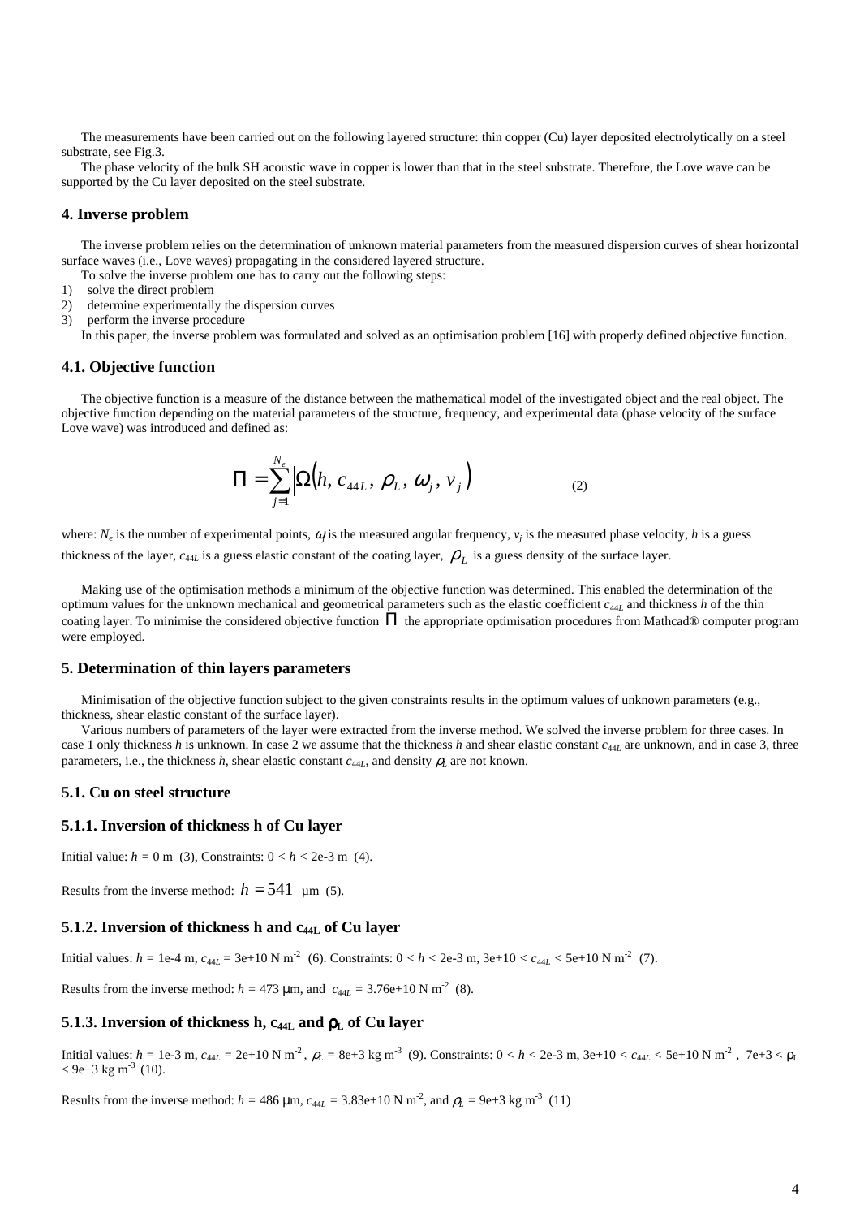The measurements have been carried out on the following layered structure: thin copper (Cu) layer deposited electrolytically on a steel substrate, see Fig.3.

The phase velocity of the bulk SH acoustic wave in copper is lower than that in the steel substrate. Therefore, the Love wave can be supported by the Cu layer deposited on the steel substrate.

## 4. Inverse problem

The inverse problem relies on the determination of unknown material parameters from the measured dispersion curves of shear horizontal surface waves (i.e., Love waves) propagating in the considered layered structure.

To solve the inverse problem one has to carry out the following steps:

1) solve the direct problem
2) determine experimentally the dispersion curves
3) perform the inverse procedure

In this paper, the inverse problem was formulated and solved as an optimisation problem [16] with properly defined objective function.

### 4.1. Objective function

The objective function is a measure of the distance between the mathematical model of the investigated object and the real object. The objective function depending on the material parameters of the structure, frequency, and experimental data (phase velocity of the surface Love wave) was introduced and defined as:

$$\Pi = \sum_{j=1}^{N_e} \left| \Omega\left(h,\, c_{44L},\, \rho_L,\, \omega_j,\, v_j\right) \right| \tag{2}$$

where: $N_e$ is the number of experimental points, $\omega_j$ is the measured angular frequency, $v_j$ is the measured phase velocity, $h$ is a guess thickness of the layer, $c_{44L}$ is a guess elastic constant of the coating layer, $\rho_L$ is a guess density of the surface layer.

Making use of the optimisation methods a minimum of the objective function was determined. This enabled the determination of the optimum values for the unknown mechanical and geometrical parameters such as the elastic coefficient $c_{44L}$ and thickness $h$ of the thin coating layer. To minimise the considered objective function $\Pi$ the appropriate optimisation procedures from Mathcad® computer program were employed.

## 5. Determination of thin layers parameters

Minimisation of the objective function subject to the given constraints results in the optimum values of unknown parameters (e.g., thickness, shear elastic constant of the surface layer).

Various numbers of parameters of the layer were extracted from the inverse method. We solved the inverse problem for three cases. In case 1 only thickness $h$ is unknown. In case 2 we assume that the thickness $h$ and shear elastic constant $c_{44L}$ are unknown, and in case 3, three parameters, i.e., the thickness $h$, shear elastic constant $c_{44L}$, and density $\rho_L$ are not known.

### 5.1. Cu on steel structure

#### 5.1.1. Inversion of thickness h of Cu layer

Initial value: $h = 0$ m (3), Constraints: $0 < h < 2\text{e-}3$ m (4).

Results from the inverse method: $h = 541$ µm (5).

#### 5.1.2. Inversion of thickness h and $c_{44L}$ of Cu layer

Initial values: $h = 1\text{e-}4$ m, $c_{44L} = 3\text{e+}10$ N m$^{-2}$ (6). Constraints: $0 < h < 2\text{e-}3$ m, $3\text{e+}10 < c_{44L} < 5\text{e+}10$ N m$^{-2}$ (7).

Results from the inverse method: $h = 473$ µm, and $c_{44L} = 3.76\text{e+}10$ N m$^{-2}$ (8).

#### 5.1.3. Inversion of thickness h, $c_{44L}$ and $\rho_L$ of Cu layer

Initial values: $h = 1\text{e-}3$ m, $c_{44L} = 2\text{e+}10$ N m$^{-2}$, $\rho_L = 8\text{e+}3$ kg m$^{-3}$ (9). Constraints: $0 < h < 2\text{e-}3$ m, $3\text{e+}10 < c_{44L} < 5\text{e+}10$ N m$^{-2}$, $7\text{e+}3 < \rho_L < 9\text{e+}3$ kg m$^{-3}$ (10).

Results from the inverse method: $h = 486$ µm, $c_{44L} = 3.83\text{e+}10$ N m$^{-2}$, and $\rho_L = 9\text{e+}3$ kg m$^{-3}$ (11)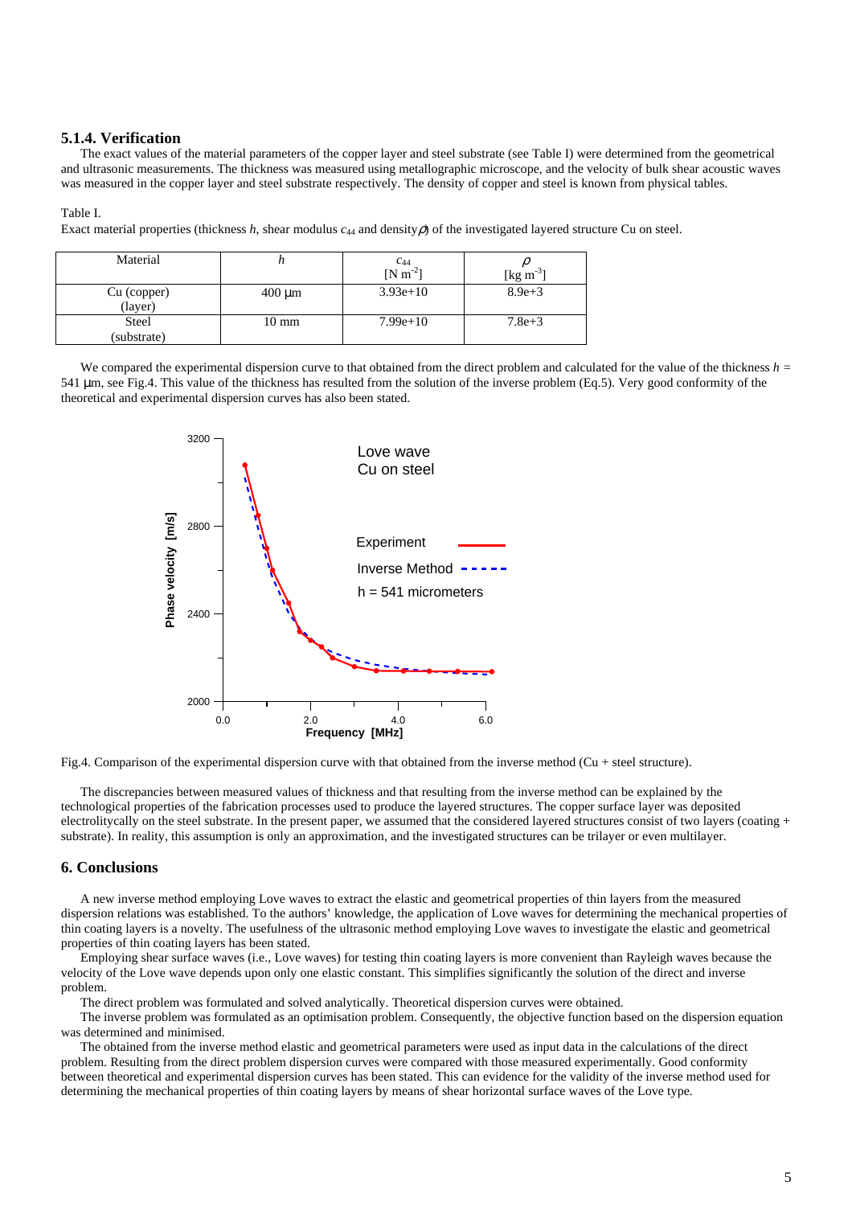### 5.1.4. Verification

The exact values of the material parameters of the copper layer and steel substrate (see Table I) were determined from the geometrical and ultrasonic measurements. The thickness was measured using metallographic microscope, and the velocity of bulk shear acoustic waves was measured in the copper layer and steel substrate respectively. The density of copper and steel is known from physical tables.

Table I.
Exact material properties (thickness $h$, shear modulus $c_{44}$ and density $\rho$) of the investigated layered structure Cu on steel.

| Material | $h$ | $c_{44}$ [N m$^{-2}$] | $\rho$ [kg m$^{-3}$] |
|---|---|---|---|
| Cu (copper) (layer) | 400 μm | 3.93e+10 | 8.9e+3 |
| Steel (substrate) | 10 mm | 7.99e+10 | 7.8e+3 |

We compared the experimental dispersion curve to that obtained from the direct problem and calculated for the value of the thickness $h$ = 541 μm, see Fig.4. This value of the thickness has resulted from the solution of the inverse problem (Eq.5). Very good conformity of the theoretical and experimental dispersion curves has also been stated.

Fig.4. Comparison of the experimental dispersion curve with that obtained from the inverse method (Cu + steel structure).

The discrepancies between measured values of thickness and that resulting from the inverse method can be explained by the technological properties of the fabrication processes used to produce the layered structures. The copper surface layer was deposited electrolitycally on the steel substrate. In the present paper, we assumed that the considered layered structures consist of two layers (coating + substrate). In reality, this assumption is only an approximation, and the investigated structures can be trilayer or even multilayer.

## 6. Conclusions

A new inverse method employing Love waves to extract the elastic and geometrical properties of thin layers from the measured dispersion relations was established. To the authors' knowledge, the application of Love waves for determining the mechanical properties of thin coating layers is a novelty. The usefulness of the ultrasonic method employing Love waves to investigate the elastic and geometrical properties of thin coating layers has been stated.

Employing shear surface waves (i.e., Love waves) for testing thin coating layers is more convenient than Rayleigh waves because the velocity of the Love wave depends upon only one elastic constant. This simplifies significantly the solution of the direct and inverse problem.

The direct problem was formulated and solved analytically. Theoretical dispersion curves were obtained.

The inverse problem was formulated as an optimisation problem. Consequently, the objective function based on the dispersion equation was determined and minimised.

The obtained from the inverse method elastic and geometrical parameters were used as input data in the calculations of the direct problem. Resulting from the direct problem dispersion curves were compared with those measured experimentally. Good conformity between theoretical and experimental dispersion curves has been stated. This can evidence for the validity of the inverse method used for determining the mechanical properties of thin coating layers by means of shear horizontal surface waves of the Love type.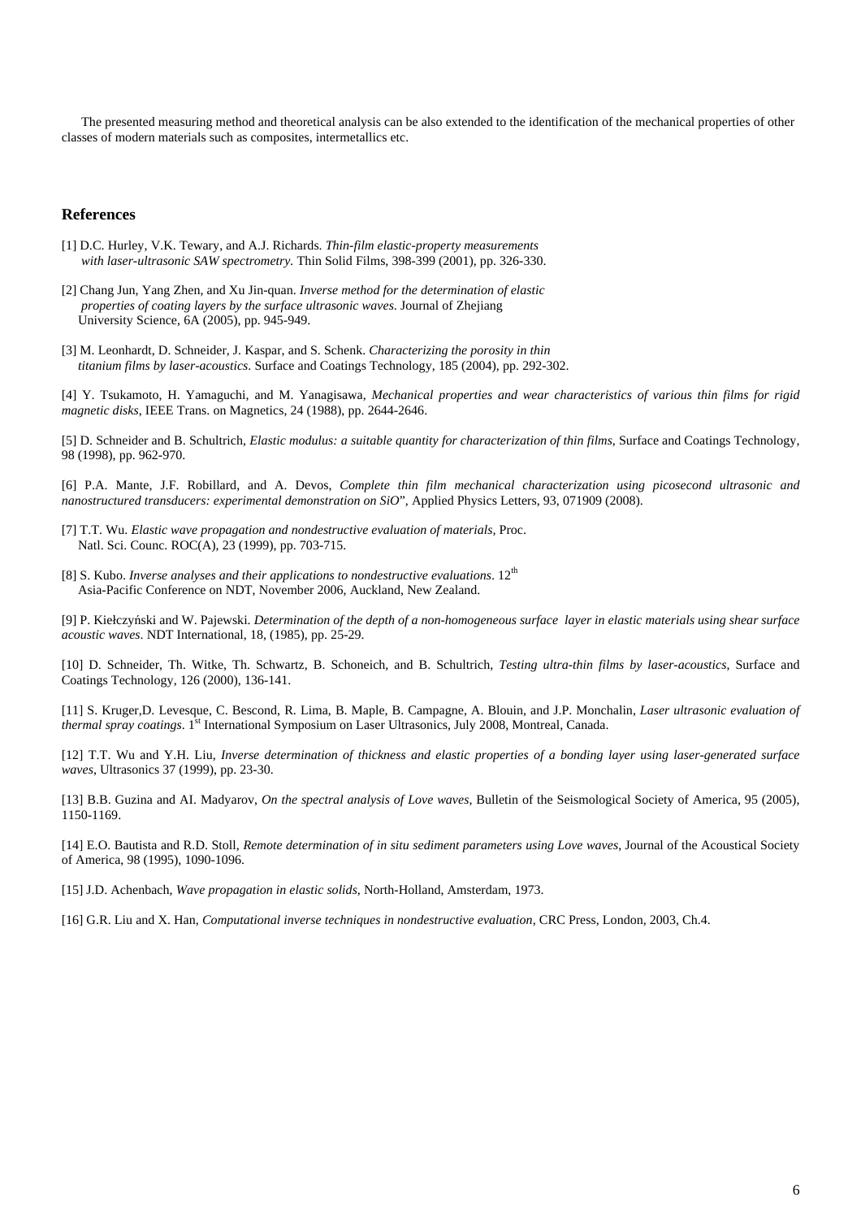The presented measuring method and theoretical analysis can be also extended to the identification of the mechanical properties of other classes of modern materials such as composites, intermetallics etc.

## References

[1] D.C. Hurley, V.K. Tewary, and A.J. Richards. *Thin-film elastic-property measurements with laser-ultrasonic SAW spectrometry*. Thin Solid Films, 398-399 (2001), pp. 326-330.

[2] Chang Jun, Yang Zhen, and Xu Jin-quan. *Inverse method for the determination of elastic properties of coating layers by the surface ultrasonic waves*. Journal of Zhejiang University Science, 6A (2005), pp. 945-949.

[3] M. Leonhardt, D. Schneider, J. Kaspar, and S. Schenk. *Characterizing the porosity in thin titanium films by laser-acoustics*. Surface and Coatings Technology, 185 (2004), pp. 292-302.

[4] Y. Tsukamoto, H. Yamaguchi, and M. Yanagisawa, *Mechanical properties and wear characteristics of various thin films for rigid magnetic disks*, IEEE Trans. on Magnetics, 24 (1988), pp. 2644-2646.

[5] D. Schneider and B. Schultrich, *Elastic modulus: a suitable quantity for characterization of thin films*, Surface and Coatings Technology, 98 (1998), pp. 962-970.

[6] P.A. Mante, J.F. Robillard, and A. Devos, *Complete thin film mechanical characterization using picosecond ultrasonic and nanostructured transducers: experimental demonstration on SiO*", Applied Physics Letters, 93, 071909 (2008).

[7] T.T. Wu. *Elastic wave propagation and nondestructive evaluation of materials*, Proc. Natl. Sci. Counc. ROC(A), 23 (1999), pp. 703-715.

[8] S. Kubo. *Inverse analyses and their applications to nondestructive evaluations*. 12th Asia-Pacific Conference on NDT, November 2006, Auckland, New Zealand.

[9] P. Kiełczyński and W. Pajewski. *Determination of the depth of a non-homogeneous surface layer in elastic materials using shear surface acoustic waves*. NDT International, 18, (1985), pp. 25-29.

[10] D. Schneider, Th. Witke, Th. Schwartz, B. Schoneich, and B. Schultrich, *Testing ultra-thin films by laser-acoustics*, Surface and Coatings Technology, 126 (2000), 136-141.

[11] S. Kruger,D. Levesque, C. Bescond, R. Lima, B. Maple, B. Campagne, A. Blouin, and J.P. Monchalin, *Laser ultrasonic evaluation of thermal spray coatings*. 1st International Symposium on Laser Ultrasonics, July 2008, Montreal, Canada.

[12] T.T. Wu and Y.H. Liu, *Inverse determination of thickness and elastic properties of a bonding layer using laser-generated surface waves*, Ultrasonics 37 (1999), pp. 23-30.

[13] B.B. Guzina and AI. Madyarov, *On the spectral analysis of Love waves*, Bulletin of the Seismological Society of America, 95 (2005), 1150-1169.

[14] E.O. Bautista and R.D. Stoll, *Remote determination of in situ sediment parameters using Love waves*, Journal of the Acoustical Society of America, 98 (1995), 1090-1096.

[15] J.D. Achenbach, *Wave propagation in elastic solids*, North-Holland, Amsterdam, 1973.

[16] G.R. Liu and X. Han, *Computational inverse techniques in nondestructive evaluation*, CRC Press, London, 2003, Ch.4.